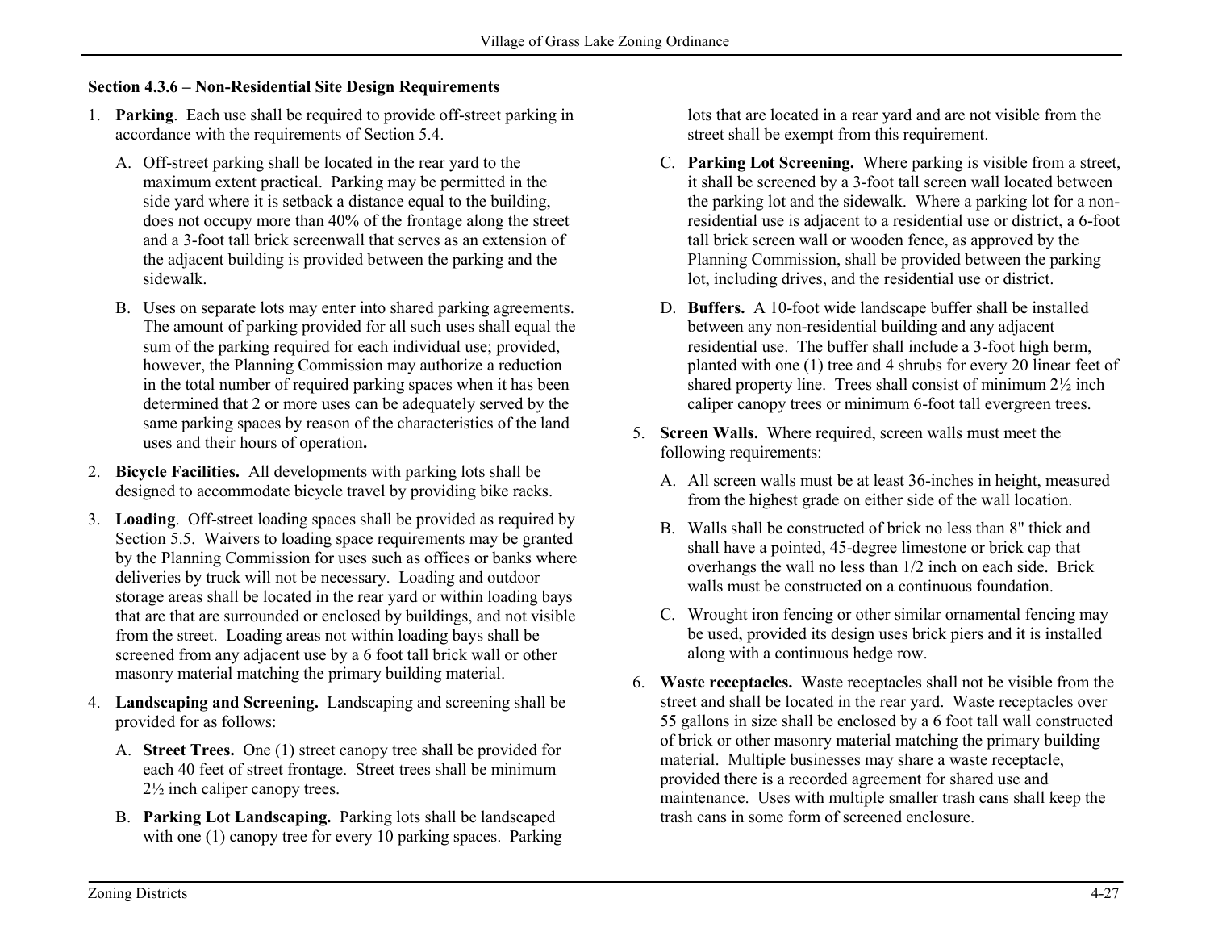### Section 4.3.6 – Non-Residential Site Design Requirements

1. **Parking**. Each use shall be required to provide off-street parking in accordance with the requirements of Section 5.4.

   A. Off-street parking shall be located in the rear yard to the maximum extent practical. Parking may be permitted in the side yard where it is setback a distance equal to the building, does not occupy more than 40% of the frontage along the street and a 3-foot tall brick screenwall that serves as an extension of the adjacent building is provided between the parking and the sidewalk.

   B. Uses on separate lots may enter into shared parking agreements. The amount of parking provided for all such uses shall equal the sum of the parking required for each individual use; provided, however, the Planning Commission may authorize a reduction in the total number of required parking spaces when it has been determined that 2 or more uses can be adequately served by the same parking spaces by reason of the characteristics of the land uses and their hours of operation**.**

2. **Bicycle Facilities.** All developments with parking lots shall be designed to accommodate bicycle travel by providing bike racks.

3. **Loading**. Off-street loading spaces shall be provided as required by Section 5.5. Waivers to loading space requirements may be granted by the Planning Commission for uses such as offices or banks where deliveries by truck will not be necessary. Loading and outdoor storage areas shall be located in the rear yard or within loading bays that are that are surrounded or enclosed by buildings, and not visible from the street. Loading areas not within loading bays shall be screened from any adjacent use by a 6 foot tall brick wall or other masonry material matching the primary building material.

4. **Landscaping and Screening.** Landscaping and screening shall be provided for as follows:

   A. **Street Trees.** One (1) street canopy tree shall be provided for each 40 feet of street frontage. Street trees shall be minimum 2½ inch caliper canopy trees.

   B. **Parking Lot Landscaping.** Parking lots shall be landscaped with one (1) canopy tree for every 10 parking spaces. Parking lots that are located in a rear yard and are not visible from the street shall be exempt from this requirement.

   C. **Parking Lot Screening.** Where parking is visible from a street, it shall be screened by a 3-foot tall screen wall located between the parking lot and the sidewalk. Where a parking lot for a non-residential use is adjacent to a residential use or district, a 6-foot tall brick screen wall or wooden fence, as approved by the Planning Commission, shall be provided between the parking lot, including drives, and the residential use or district.

   D. **Buffers.** A 10-foot wide landscape buffer shall be installed between any non-residential building and any adjacent residential use. The buffer shall include a 3-foot high berm, planted with one (1) tree and 4 shrubs for every 20 linear feet of shared property line. Trees shall consist of minimum 2½ inch caliper canopy trees or minimum 6-foot tall evergreen trees.

5. **Screen Walls.** Where required, screen walls must meet the following requirements:

   A. All screen walls must be at least 36-inches in height, measured from the highest grade on either side of the wall location.

   B. Walls shall be constructed of brick no less than 8" thick and shall have a pointed, 45-degree limestone or brick cap that overhangs the wall no less than 1/2 inch on each side. Brick walls must be constructed on a continuous foundation.

   C. Wrought iron fencing or other similar ornamental fencing may be used, provided its design uses brick piers and it is installed along with a continuous hedge row.

6. **Waste receptacles.** Waste receptacles shall not be visible from the street and shall be located in the rear yard. Waste receptacles over 55 gallons in size shall be enclosed by a 6 foot tall wall constructed of brick or other masonry material matching the primary building material. Multiple businesses may share a waste receptacle, provided there is a recorded agreement for shared use and maintenance. Uses with multiple smaller trash cans shall keep the trash cans in some form of screened enclosure.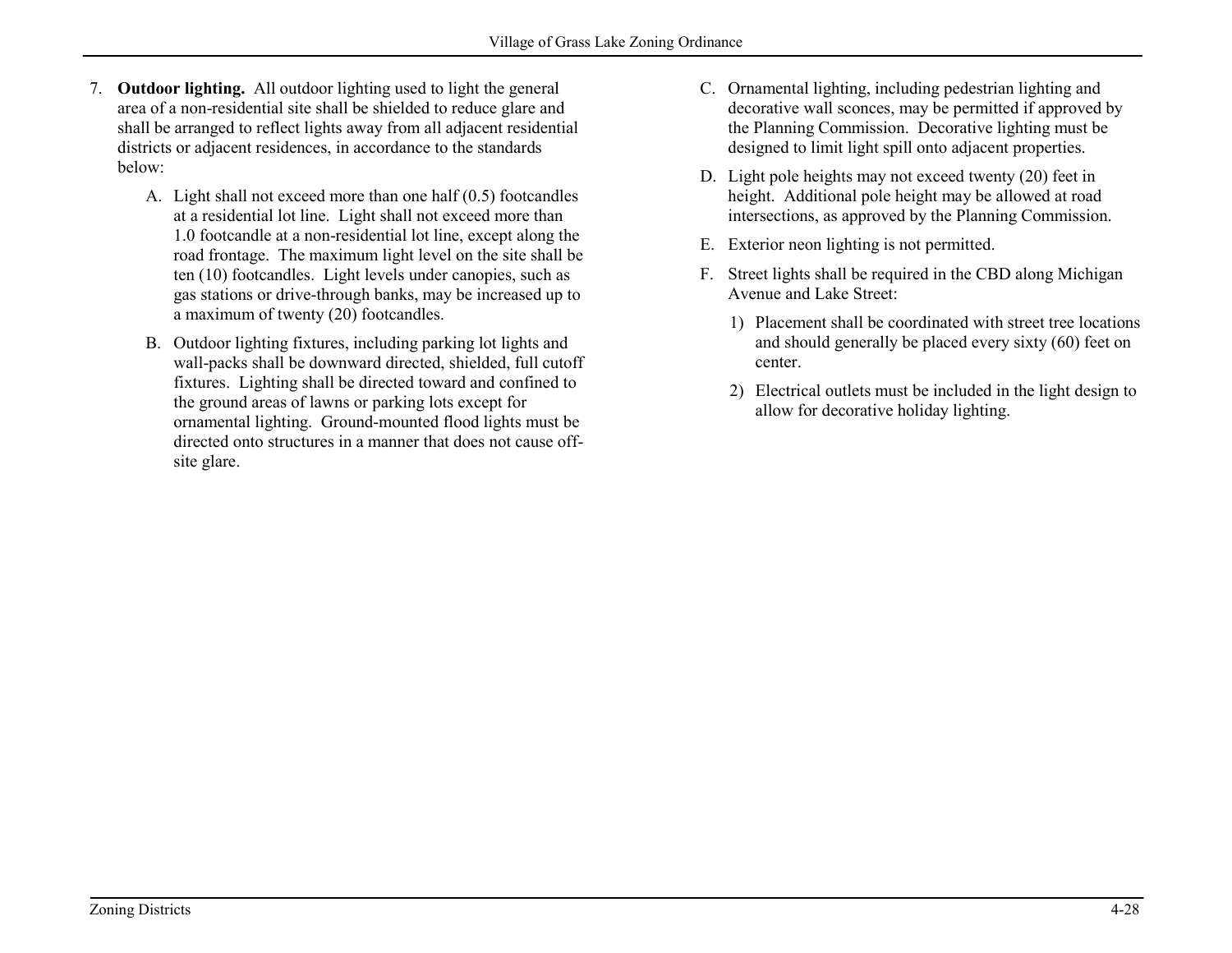7. **Outdoor lighting.** All outdoor lighting used to light the general area of a non-residential site shall be shielded to reduce glare and shall be arranged to reflect lights away from all adjacent residential districts or adjacent residences, in accordance to the standards below:

    A. Light shall not exceed more than one half (0.5) footcandles at a residential lot line. Light shall not exceed more than 1.0 footcandle at a non-residential lot line, except along the road frontage. The maximum light level on the site shall be ten (10) footcandles. Light levels under canopies, such as gas stations or drive-through banks, may be increased up to a maximum of twenty (20) footcandles.

    B. Outdoor lighting fixtures, including parking lot lights and wall-packs shall be downward directed, shielded, full cutoff fixtures. Lighting shall be directed toward and confined to the ground areas of lawns or parking lots except for ornamental lighting. Ground-mounted flood lights must be directed onto structures in a manner that does not cause off-site glare.

    C. Ornamental lighting, including pedestrian lighting and decorative wall sconces, may be permitted if approved by the Planning Commission. Decorative lighting must be designed to limit light spill onto adjacent properties.

    D. Light pole heights may not exceed twenty (20) feet in height. Additional pole height may be allowed at road intersections, as approved by the Planning Commission.

    E. Exterior neon lighting is not permitted.

    F. Street lights shall be required in the CBD along Michigan Avenue and Lake Street:

        1) Placement shall be coordinated with street tree locations and should generally be placed every sixty (60) feet on center.

        2) Electrical outlets must be included in the light design to allow for decorative holiday lighting.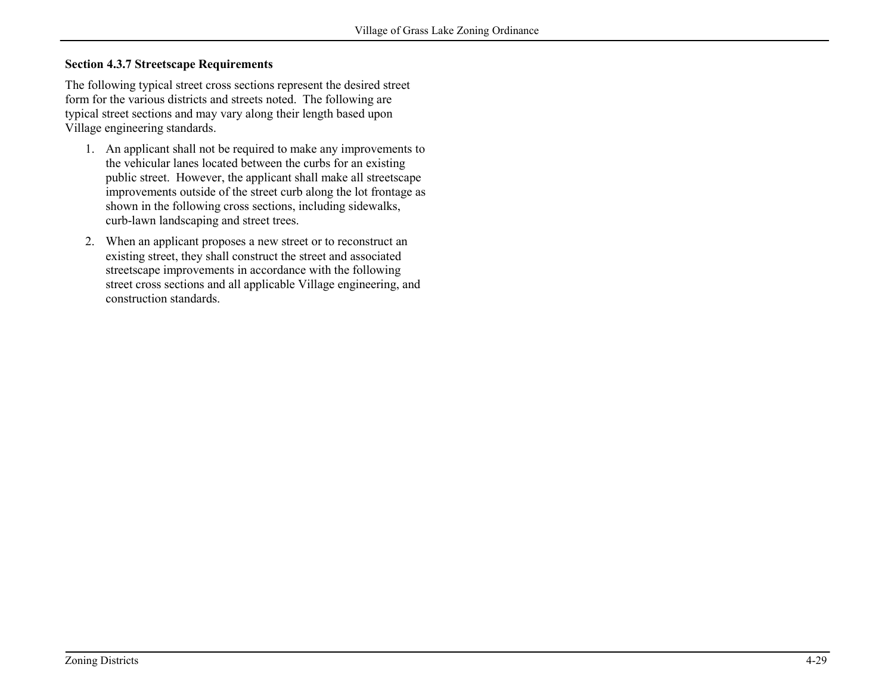### Section 4.3.7 Streetscape Requirements

The following typical street cross sections represent the desired street form for the various districts and streets noted. The following are typical street sections and may vary along their length based upon Village engineering standards.

1. An applicant shall not be required to make any improvements to the vehicular lanes located between the curbs for an existing public street. However, the applicant shall make all streetscape improvements outside of the street curb along the lot frontage as shown in the following cross sections, including sidewalks, curb-lawn landscaping and street trees.

2. When an applicant proposes a new street or to reconstruct an existing street, they shall construct the street and associated streetscape improvements in accordance with the following street cross sections and all applicable Village engineering, and construction standards.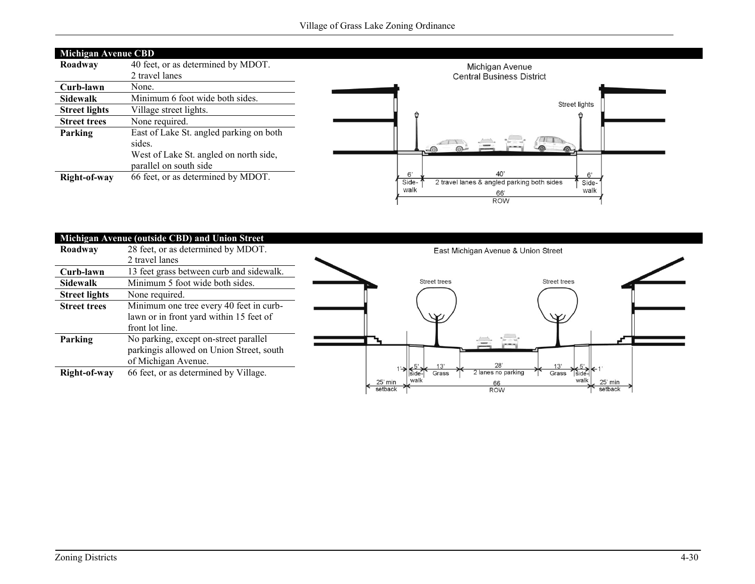| Michigan Avenue CBD | |
|---|---|
| **Roadway** | 40 feet, or as determined by MDOT.<br>2 travel lanes |
| **Curb-lawn** | None. |
| **Sidewalk** | Minimum 6 foot wide both sides. |
| **Street lights** | Village street lights. |
| **Street trees** | None required. |
| **Parking** | East of Lake St. angled parking on both sides.<br>West of Lake St. angled on north side, parallel on south side |
| **Right-of-way** | 66 feet, or as determined by MDOT. |

| Michigan Avenue (outside CBD) and Union Street | |
|---|---|
| **Roadway** | 28 feet, or as determined by MDOT.<br>2 travel lanes |
| **Curb-lawn** | 13 feet grass between curb and sidewalk. |
| **Sidewalk** | Minimum 5 foot wide both sides. |
| **Street lights** | None required. |
| **Street trees** | Minimum one tree every 40 feet in curb-lawn or in front yard within 15 feet of front lot line. |
| **Parking** | No parking, except on-street parallel parkingis allowed on Union Street, south of Michigan Avenue. |
| **Right-of-way** | 66 feet, or as determined by Village. |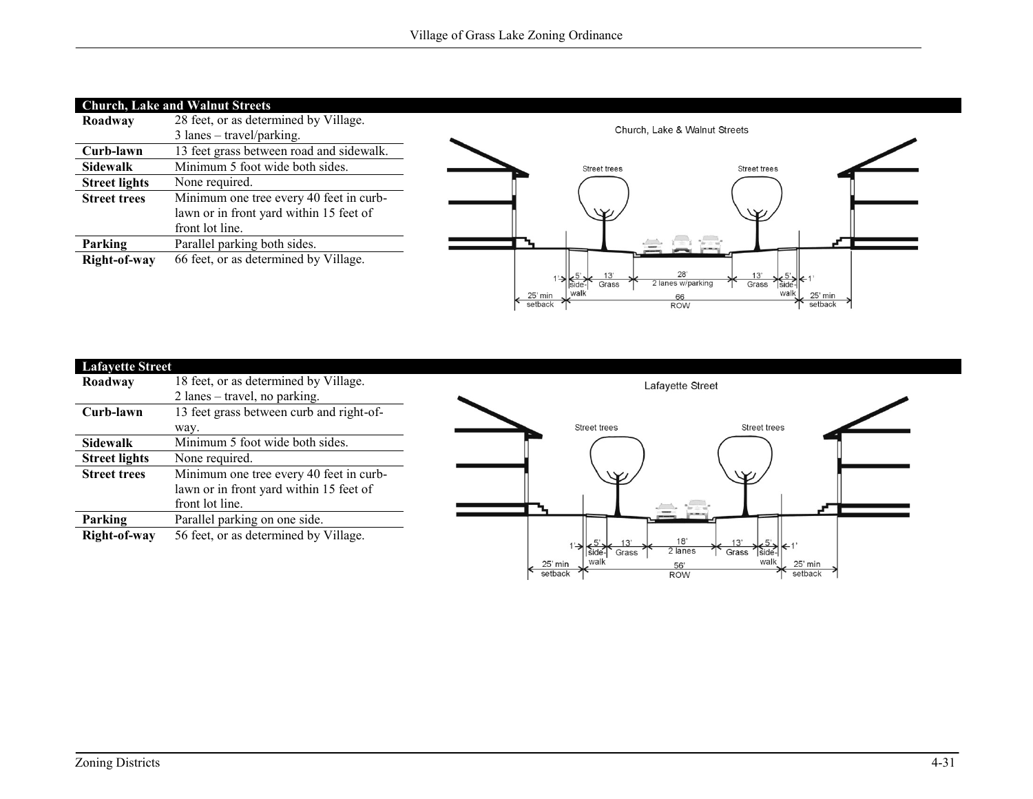| Church, Lake and Walnut Streets | |
|---|---|
| **Roadway** | 28 feet, or as determined by Village. 3 lanes – travel/parking. |
| **Curb-lawn** | 13 feet grass between road and sidewalk. |
| **Sidewalk** | Minimum 5 foot wide both sides. |
| **Street lights** | None required. |
| **Street trees** | Minimum one tree every 40 feet in curb-lawn or in front yard within 15 feet of front lot line. |
| **Parking** | Parallel parking both sides. |
| **Right-of-way** | 66 feet, or as determined by Village. |

| Lafayette Street | |
|---|---|
| **Roadway** | 18 feet, or as determined by Village. 2 lanes – travel, no parking. |
| **Curb-lawn** | 13 feet grass between curb and right-of-way. |
| **Sidewalk** | Minimum 5 foot wide both sides. |
| **Street lights** | None required. |
| **Street trees** | Minimum one tree every 40 feet in curb-lawn or in front yard within 15 feet of front lot line. |
| **Parking** | Parallel parking on one side. |
| **Right-of-way** | 56 feet, or as determined by Village. |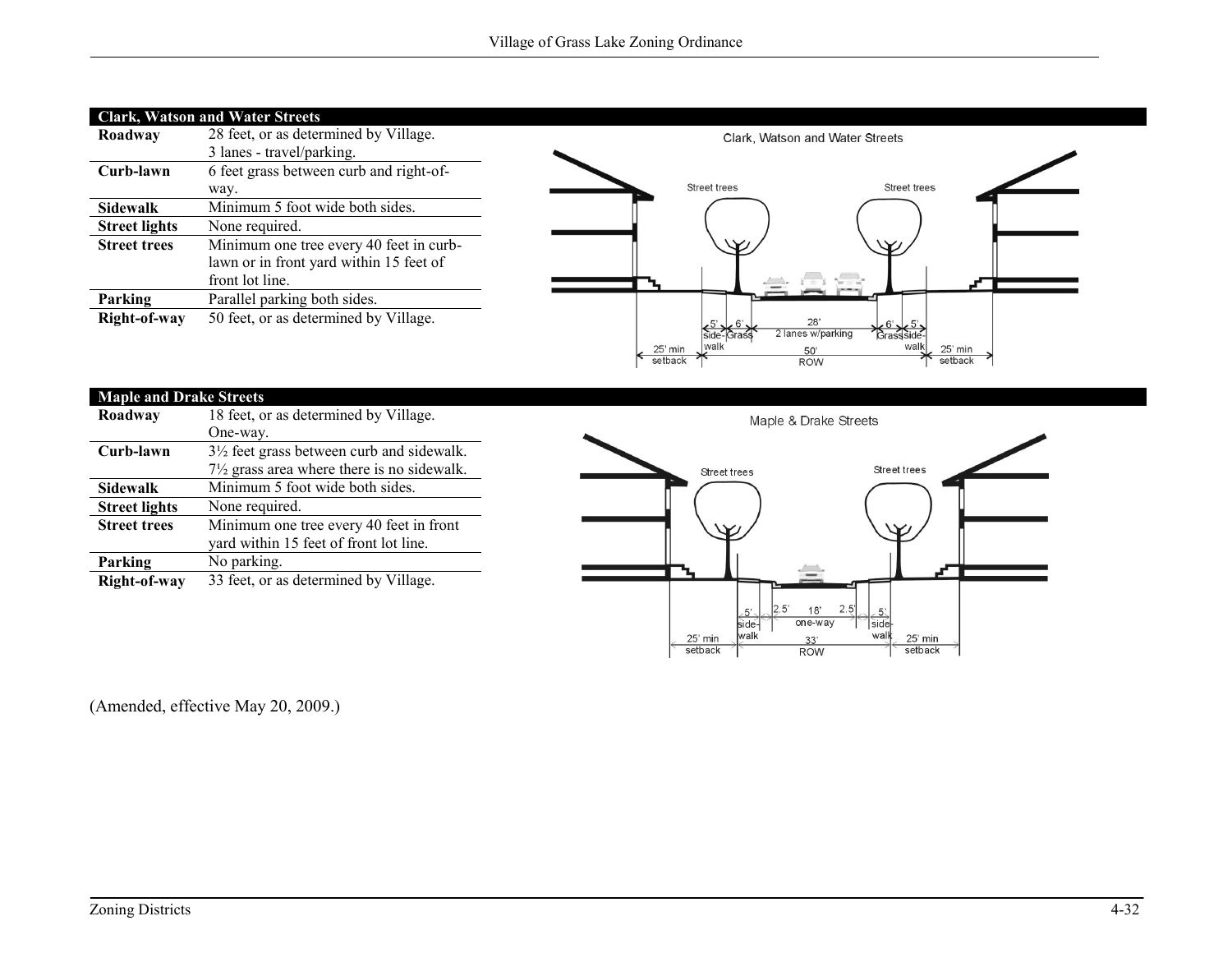| Clark, Watson and Water Streets | |
| --- | --- |
| **Roadway** | 28 feet, or as determined by Village. 3 lanes - travel/parking. |
| **Curb-lawn** | 6 feet grass between curb and right-of-way. |
| **Sidewalk** | Minimum 5 foot wide both sides. |
| **Street lights** | None required. |
| **Street trees** | Minimum one tree every 40 feet in curb-lawn or in front yard within 15 feet of front lot line. |
| **Parking** | Parallel parking both sides. |
| **Right-of-way** | 50 feet, or as determined by Village. |

Clark, Watson and Water Streets

Street trees

Street trees

5' side-walk

6' Grass

28' 2 lanes w/parking

6' Grass

5' side-walk

25' min setback

50' ROW

25' min setback

| Maple and Drake Streets | |
| --- | --- |
| **Roadway** | 18 feet, or as determined by Village. One-way. |
| **Curb-lawn** | 3½ feet grass between curb and sidewalk. 7½ grass area where there is no sidewalk. |
| **Sidewalk** | Minimum 5 foot wide both sides. |
| **Street lights** | None required. |
| **Street trees** | Minimum one tree every 40 feet in front yard within 15 feet of front lot line. |
| **Parking** | No parking. |
| **Right-of-way** | 33 feet, or as determined by Village. |

Maple & Drake Streets

Street trees

Street trees

5' side-walk

2.5'

18' one-way

2.5'

5' side-walk

25' min setback

33' ROW

25' min setback

(Amended, effective May 20, 2009.)